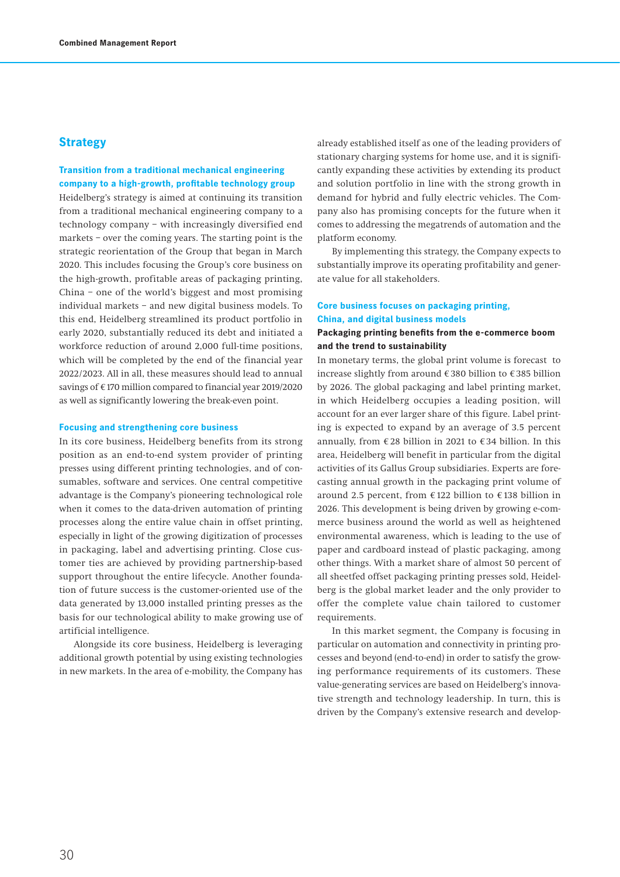## Strategy

### Transition from a traditional mechanical engineering company to a high-growth, profitable technology group

Heidelberg's strategy is aimed at continuing its transition from a traditional mechanical engineering company to a technology company – with increasingly diversified end markets – over the coming years. The starting point is the strategic reorientation of the Group that began in March 2020. This includes focusing the Group's core business on the high-growth, profitable areas of packaging printing, China – one of the world's biggest and most promising individual markets – and new digital business models. To this end, Heidelberg streamlined its product portfolio in early 2020, substantially reduced its debt and initiated a workforce reduction of around 2,000 full-time positions, which will be completed by the end of the financial year 2022/2023. All in all, these measures should lead to annual savings of € 170 million compared to financial year 2019/2020 as well as significantly lowering the break-even point.

### Focusing and strengthening core business

In its core business, Heidelberg benefits from its strong position as an end-to-end system provider of printing presses using different printing technologies, and of consumables, software and services. One central competitive advantage is the Company's pioneering technological role when it comes to the data-driven automation of printing processes along the entire value chain in offset printing, especially in light of the growing digitization of processes in packaging, label and advertising printing. Close customer ties are achieved by providing partnership-based support throughout the entire lifecycle. Another foundation of future success is the customer-oriented use of the data generated by 13,000 installed printing presses as the basis for our technological ability to make growing use of artificial intelligence.

Alongside its core business, Heidelberg is leveraging additional growth potential by using existing technologies in new markets. In the area of e-mobility, the Company has already established itself as one of the leading providers of stationary charging systems for home use, and it is significantly expanding these activities by extending its product and solution portfolio in line with the strong growth in demand for hybrid and fully electric vehicles. The Company also has promising concepts for the future when it comes to addressing the megatrends of automation and the platform economy.

By implementing this strategy, the Company expects to substantially improve its operating profitability and generate value for all stakeholders.

### Core business focuses on packaging printing, China, and digital business models

**Packaging printing benefits from the e-commerce boom and the trend to sustainability**

In monetary terms, the global print volume is forecast to increase slightly from around € 380 billion to € 385 billion by 2026. The global packaging and label printing market, in which Heidelberg occupies a leading position, will account for an ever larger share of this figure. Label printing is expected to expand by an average of 3.5 percent annually, from € 28 billion in 2021 to € 34 billion. In this area, Heidelberg will benefit in particular from the digital activities of its Gallus Group subsidiaries. Experts are forecasting annual growth in the packaging print volume of around 2.5 percent, from € 122 billion to € 138 billion in 2026. This development is being driven by growing e-commerce business around the world as well as heightened environmental awareness, which is leading to the use of paper and cardboard instead of plastic packaging, among other things. With a market share of almost 50 percent of all sheetfed offset packaging printing presses sold, Heidelberg is the global market leader and the only provider to offer the complete value chain tailored to customer requirements.

In this market segment, the Company is focusing in particular on automation and connectivity in printing processes and beyond (end-to-end) in order to satisfy the growing performance requirements of its customers. These value-generating services are based on Heidelberg's innovative strength and technology leadership. In turn, this is driven by the Company's extensive research and develop-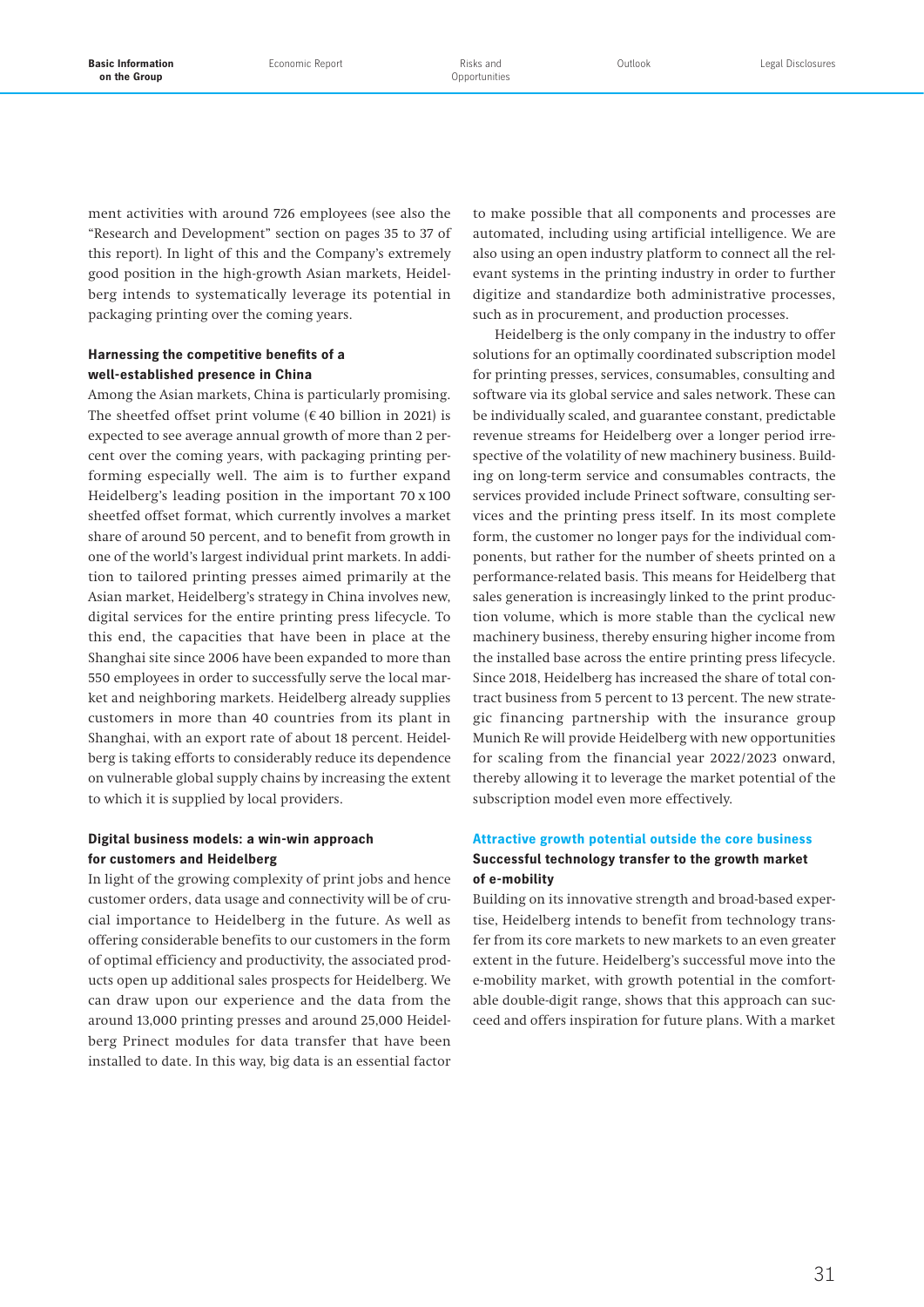ment activities with around 726 employees (see also the "Research and Development" section on pages 35 to 37 of this report). In light of this and the Company's extremely good position in the high-growth Asian markets, Heidelberg intends to systematically leverage its potential in packaging printing over the coming years.

### Harnessing the competitive benefits of a well-established presence in China

Among the Asian markets, China is particularly promising. The sheetfed offset print volume (€ 40 billion in 2021) is expected to see average annual growth of more than 2 percent over the coming years, with packaging printing performing especially well. The aim is to further expand Heidelberg's leading position in the important 70 x 100 sheetfed offset format, which currently involves a market share of around 50 percent, and to benefit from growth in one of the world's largest individual print markets. In addition to tailored printing presses aimed primarily at the Asian market, Heidelberg's strategy in China involves new, digital services for the entire printing press lifecycle. To this end, the capacities that have been in place at the Shanghai site since 2006 have been expanded to more than 550 employees in order to successfully serve the local market and neighboring markets. Heidelberg already supplies customers in more than 40 countries from its plant in Shanghai, with an export rate of about 18 percent. Heidelberg is taking efforts to considerably reduce its dependence on vulnerable global supply chains by increasing the extent to which it is supplied by local providers.

### Digital business models: a win-win approach for customers and Heidelberg

In light of the growing complexity of print jobs and hence customer orders, data usage and connectivity will be of crucial importance to Heidelberg in the future. As well as offering considerable benefits to our customers in the form of optimal efficiency and productivity, the associated products open up additional sales prospects for Heidelberg. We can draw upon our experience and the data from the around 13,000 printing presses and around 25,000 Heidelberg Prinect modules for data transfer that have been installed to date. In this way, big data is an essential factor to make possible that all components and processes are automated, including using artificial intelligence. We are also using an open industry platform to connect all the relevant systems in the printing industry in order to further digitize and standardize both administrative processes, such as in procurement, and production processes.

Heidelberg is the only company in the industry to offer solutions for an optimally coordinated subscription model for printing presses, services, consumables, consulting and software via its global service and sales network. These can be individually scaled, and guarantee constant, predictable revenue streams for Heidelberg over a longer period irrespective of the volatility of new machinery business. Building on long-term service and consumables contracts, the services provided include Prinect software, consulting services and the printing press itself. In its most complete form, the customer no longer pays for the individual components, but rather for the number of sheets printed on a performance-related basis. This means for Heidelberg that sales generation is increasingly linked to the print production volume, which is more stable than the cyclical new machinery business, thereby ensuring higher income from the installed base across the entire printing press lifecycle. Since 2018, Heidelberg has increased the share of total contract business from 5 percent to 13 percent. The new strategic financing partnership with the insurance group Munich Re will provide Heidelberg with new opportunities for scaling from the financial year 2022/2023 onward, thereby allowing it to leverage the market potential of the subscription model even more effectively.

## Attractive growth potential outside the core business

### Successful technology transfer to the growth market of e-mobility

Building on its innovative strength and broad-based expertise, Heidelberg intends to benefit from technology transfer from its core markets to new markets to an even greater extent in the future. Heidelberg's successful move into the e-mobility market, with growth potential in the comfortable double-digit range, shows that this approach can succeed and offers inspiration for future plans. With a market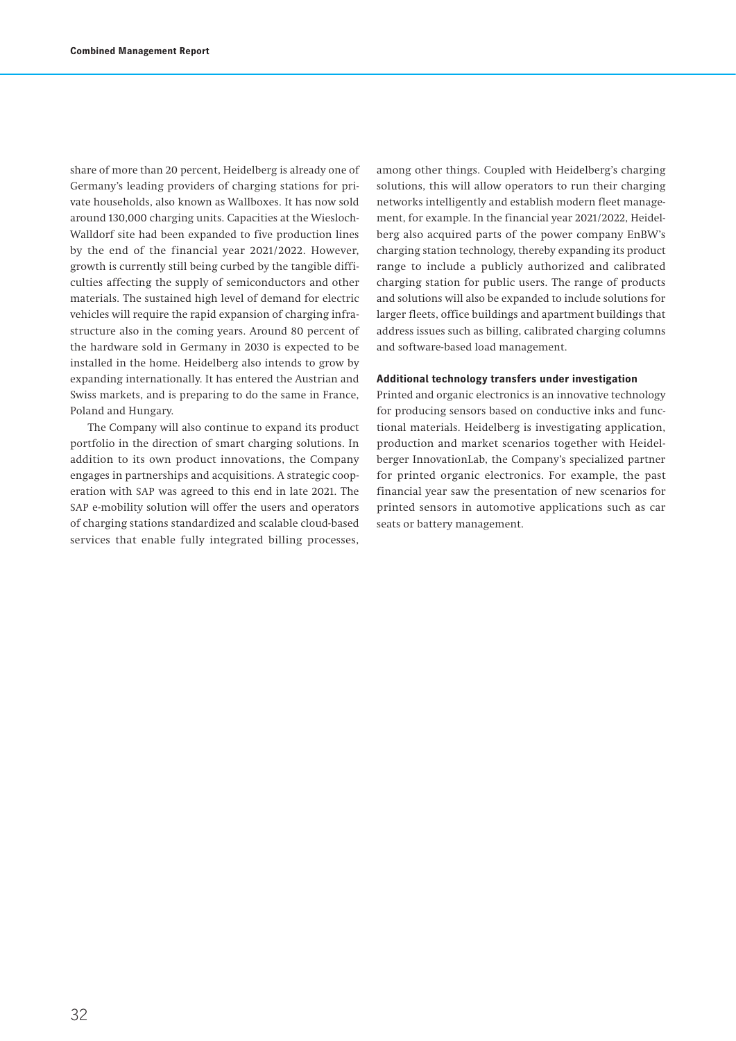share of more than 20 percent, Heidelberg is already one of Germany's leading providers of charging stations for private households, also known as Wallboxes. It has now sold around 130,000 charging units. Capacities at the Wiesloch-Walldorf site had been expanded to five production lines by the end of the financial year 2021/2022. However, growth is currently still being curbed by the tangible difficulties affecting the supply of semiconductors and other materials. The sustained high level of demand for electric vehicles will require the rapid expansion of charging infrastructure also in the coming years. Around 80 percent of the hardware sold in Germany in 2030 is expected to be installed in the home. Heidelberg also intends to grow by expanding internationally. It has entered the Austrian and Swiss markets, and is preparing to do the same in France, Poland and Hungary.

The Company will also continue to expand its product portfolio in the direction of smart charging solutions. In addition to its own product innovations, the Company engages in partnerships and acquisitions. A strategic cooperation with SAP was agreed to this end in late 2021. The SAP e-mobility solution will offer the users and operators of charging stations standardized and scalable cloud-based services that enable fully integrated billing processes, among other things. Coupled with Heidelberg's charging solutions, this will allow operators to run their charging networks intelligently and establish modern fleet management, for example. In the financial year 2021/2022, Heidelberg also acquired parts of the power company EnBW's charging station technology, thereby expanding its product range to include a publicly authorized and calibrated charging station for public users. The range of products and solutions will also be expanded to include solutions for larger fleets, office buildings and apartment buildings that address issues such as billing, calibrated charging columns and software-based load management.

**Additional technology transfers under investigation**

Printed and organic electronics is an innovative technology for producing sensors based on conductive inks and functional materials. Heidelberg is investigating application, production and market scenarios together with Heidelberger InnovationLab, the Company's specialized partner for printed organic electronics. For example, the past financial year saw the presentation of new scenarios for printed sensors in automotive applications such as car seats or battery management.